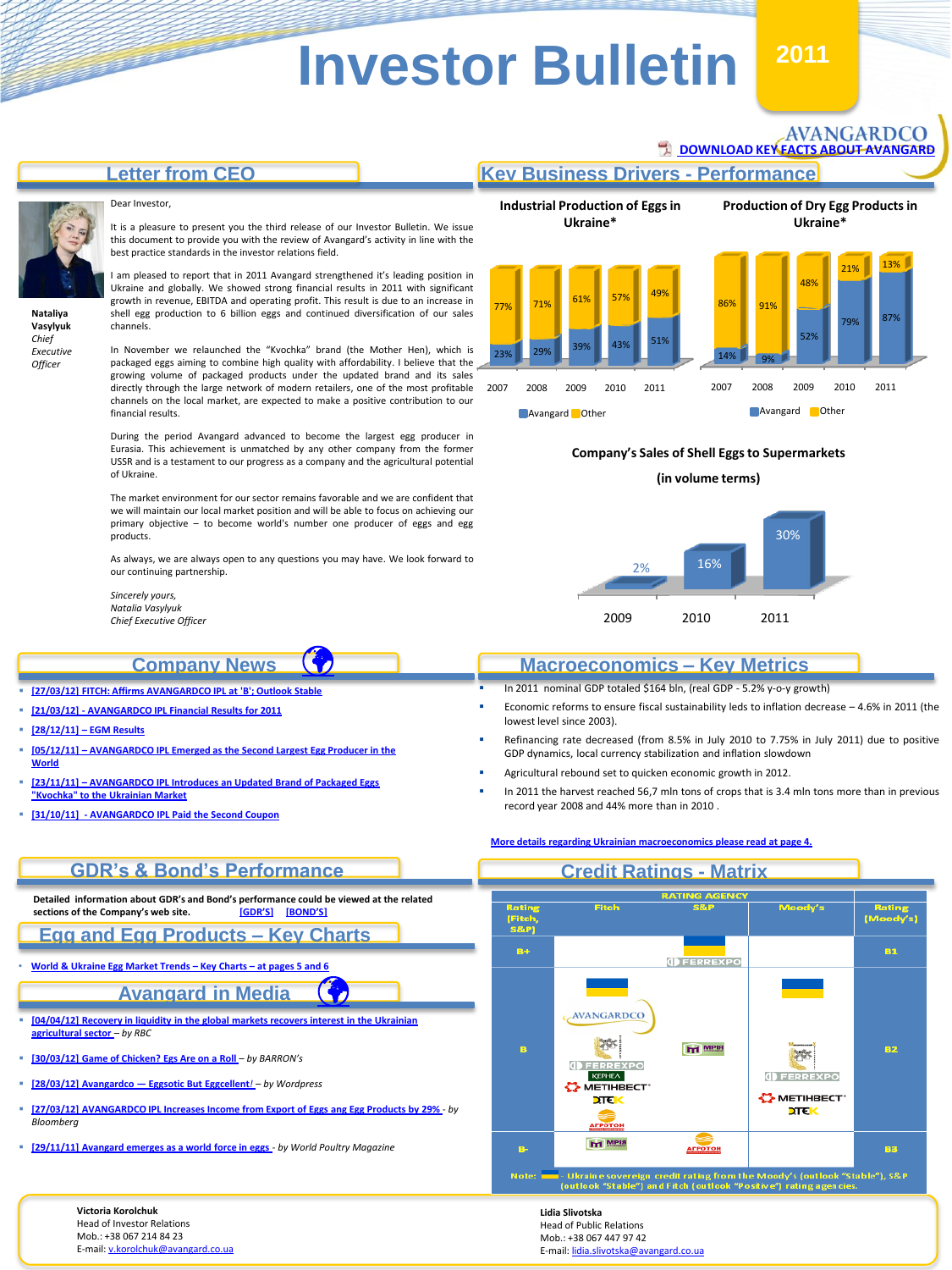# Investor Bulletin 2011

AVANGARDCO

DOWNLOAD KEY FACTS ABOUT AVANGARD

## Letter from CEO

Dear Investor,

It is a pleasure to present you the third release of our Investor Bulletin. We issue this document to provide you with the review of Avangard's activity in line with the best practice standards in the investor relations field.

I am pleased to report that in 2011 Avangard strengthened it's leading position in Ukraine and globally. We showed strong financial results in 2011 with significant growth in revenue, EBITDA and operating profit. This result is due to an increase in shell egg production to 6 billion eggs and continued diversification of our sales channels.

In November we relaunched the "Kvochka" brand (the Mother Hen), which is packaged eggs aiming to combine high quality with affordability. I believe that the growing volume of packaged products under the updated brand and its sales directly through the large network of modern retailers, one of the most profitable channels on the local market, are expected to make a positive contribution to our financial results.

During the period Avangard advanced to become the largest egg producer in Eurasia. This achievement is unmatched by any other company from the former USSR and is a testament to our progress as a company and the agricultural potential of Ukraine.

The market environment for our sector remains favorable and we are confident that we will maintain our local market position and will be able to focus on achieving our primary objective – to become world's number one producer of eggs and egg products.

As always, we are always open to any questions you may have. We look forward to our continuing partnership.

*Sincerely yours,*
*Natalia Vasylyuk*
*Chief Executive Officer*

**Nataliya Vasylyuk**
*Chief Executive Officer*

## Key Business Drivers - Performance

**Industrial Production of Eggs in Ukraine***

| | 2007 | 2008 | 2009 | 2010 | 2011 |
|---|---|---|---|---|---|
| Avangard | 23% | 29% | 39% | 43% | 51% |
| Other | 77% | 71% | 61% | 57% | 49% |

**Production of Dry Egg Products in Ukraine***

| | 2007 | 2008 | 2009 | 2010 | 2011 |
|---|---|---|---|---|---|
| Avangard | 14% | 9% | 52% | 79% | 87% |
| Other | 86% | 91% | 48% | 21% | 13% |

**Company's Sales of Shell Eggs to Supermarkets (in volume terms)**

| 2009 | 2010 | 2011 |
|---|---|---|
| 2% | 16% | 30% |

## Company News

- [27/03/12] FITCH: Affirms AVANGARDCO IPL at 'B'; Outlook Stable
- [21/03/12] - AVANGARDCO IPL Financial Results for 2011
- [28/12/11] – EGM Results
- [05/12/11] – AVANGARDCO IPL Emerged as the Second Largest Egg Producer in the World
- [23/11/11] – AVANGARDCO IPL Introduces an Updated Brand of Packaged Eggs "Kvochka" to the Ukrainian Market
- [31/10/11] - AVANGARDCO IPL Paid the Second Coupon

## Macroeconomics – Key Metrics

- In 2011 nominal GDP totaled $164 bln, (real GDP - 5.2% y-o-y growth)
- Economic reforms to ensure fiscal sustainability leds to inflation decrease – 4.6% in 2011 (the lowest level since 2003).
- Refinancing rate decreased (from 8.5% in July 2010 to 7.75% in July 2011) due to positive GDP dynamics, local currency stabilization and inflation slowdown
- Agricultural rebound set to quicken economic growth in 2012.
- In 2011 the harvest reached 56,7 mln tons of crops that is 3.4 mln tons more than in previous record year 2008 and 44% more than in 2010 .

More details regarding Ukrainian macroeconomics please read at page 4.

## GDR's & Bond's Performance

**Detailed information about GDR's and Bond's performance could be viewed at the related sections of the Company's web site.** [GDR'S] [BOND'S]

## Egg and Egg Products – Key Charts

- World & Ukraine Egg Market Trends – Key Charts – at pages 5 and 6

## Avangard in Media

- [04/04/12] Recovery in liquidity in the global markets recovers interest in the Ukrainian agricultural sector – *by RBC*
- [30/03/12] Game of Chicken? Egs Are on a Roll – *by BARRON's*
- [28/03/12] Avangardco — Eggsotic But Eggcellent! – *by Wordpress*
- [27/03/12] AVANGARDCO IPL Increases Income from Export of Eggs ang Egg Products by 29% - *by Bloomberg*
- [29/11/11] Avangard emerges as a world force in eggs - *by World Poultry Magazine*

## Credit Ratings - Matrix

| Rating (Fitch, S&P) | Fitch | S&P | Moody's | Rating (Moody's) |
|---|---|---|---|---|
| B+ | | FERREXPO | | B1 |
| B | Ukraine sovereign; AVANGARDCO; Mironivsky; FERREXPO; KERNEL; METINVEST; DTEK; AGROTON | MRIA | Ukraine sovereign; Mironivsky; FERREXPO; METINVEST; DTEK | B2 |
| B- | MRIA | AGROTON | | B3 |

Note: - Ukraine sovereign credit rating from the Moody's (outlook "Stable"), S&P (outlook "Stable") and Fitch (outlook "Positive") rating agencies.

**Victoria Korolchuk**
Head of Investor Relations
Mob.: +38 067 214 84 23
E-mail: v.korolchuk@avangard.co.ua

**Lidia Slivotska**
Head of Public Relations
Mob.: +38 067 447 97 42
E-mail: lidia.slivotska@avangard.co.ua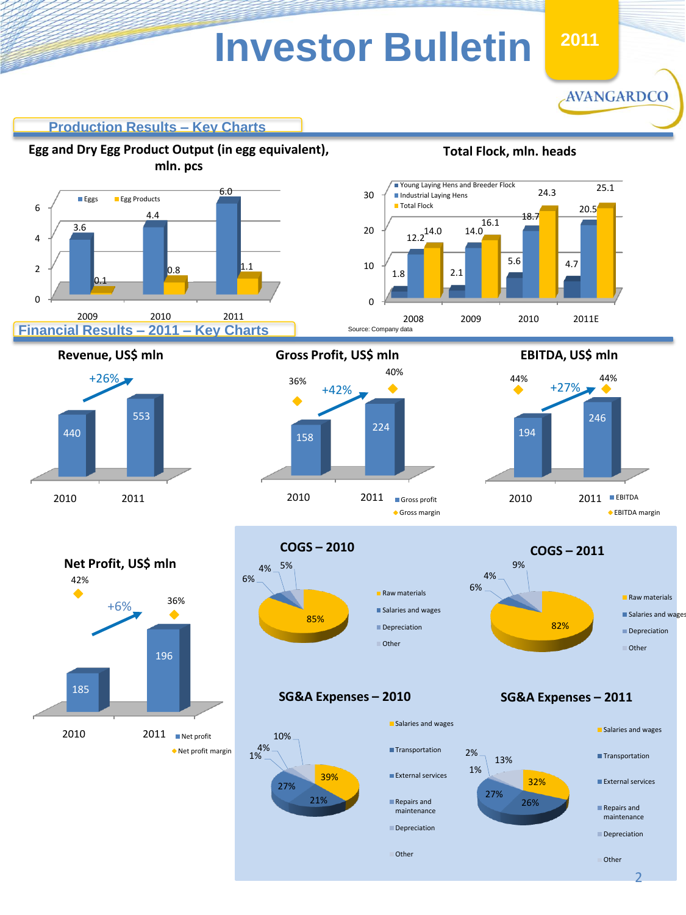# Investor Bulletin

2011

AVANGARDCO

## Production Results – Key Charts

### Egg and Dry Egg Product Output (in egg equivalent), mln. pcs

| Year | Eggs | Egg Products |
|---|---|---|
| 2009 | 3.6 | 0.1 |
| 2010 | 4.4 | 0.8 |
| 2011 | 6.0 | 1.1 |

### Total Flock, mln. heads

| Year | Young Laying Hens and Breeder Flock | Industrial Laying Hens | Total Flock |
|---|---|---|---|
| 2008 | 1.8 | 12.2 | 14.0 |
| 2009 | 2.1 | 14.0 | 16.1 |
| 2010 | 5.6 | 18.7 | 24.3 |
| 2011E | 4.7 | 20.5 | 25.1 |

Source: Company data

## Financial Results – 2011 – Key Charts

### Revenue, US$ mln

| Year | Revenue |
|---|---|
| 2010 | 440 |
| 2011 | 553 |

+26%

### Gross Profit, US$ mln

| Year | Gross profit | Gross margin |
|---|---|---|
| 2010 | 158 | 36% |
| 2011 | 224 | 40% |

+42%

### EBITDA, US$ mln

| Year | EBITDA | EBITDA margin |
|---|---|---|
| 2010 | 194 | 44% |
| 2011 | 246 | 44% |

+27%

### Net Profit, US$ mln

| Year | Net profit | Net profit margin |
|---|---|---|
| 2010 | 185 | 42% |
| 2011 | 196 | 36% |

+6%

### COGS – 2010

| Item | Share |
|---|---|
| Raw materials | 85% |
| Salaries and wages | 6% |
| Depreciation | 4% |
| Other | 5% |

### COGS – 2011

| Item | Share |
|---|---|
| Raw materials | 82% |
| Salaries and wages | 6% |
| Depreciation | 4% |
| Other | 9% |

### SG&A Expenses – 2010

| Item | Share |
|---|---|
| Salaries and wages | 39% |
| Transportation | 21% |
| External services | 27% |
| Repairs and maintenance | 1% |
| Depreciation | 4% |
| Other | 10% |

### SG&A Expenses – 2011

| Item | Share |
|---|---|
| Salaries and wages | 32% |
| Transportation | 26% |
| External services | 27% |
| Repairs and maintenance | 1% |
| Depreciation | 2% |
| Other | 13% |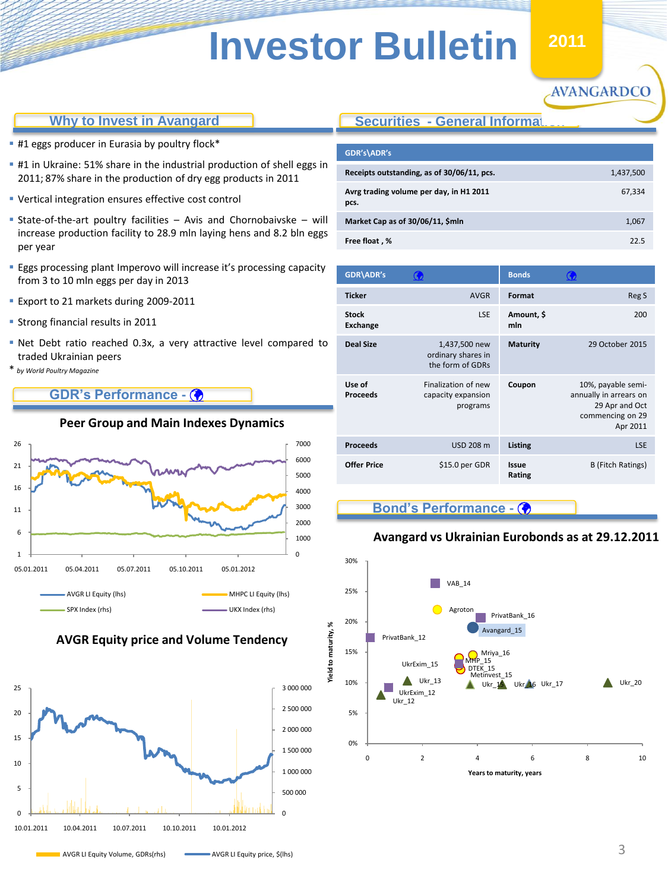# Investor Bulletin

2011

AVANGARDCO

## Why to Invest in Avangard

- #1 eggs producer in Eurasia by poultry flock*
- #1 in Ukraine: 51% share in the industrial production of shell eggs in 2011; 87% share in the production of dry egg products in 2011
- Vertical integration ensures effective cost control
- State-of-the-art poultry facilities – Avis and Chornobaivske – will increase production facility to 28.9 mln laying hens and 8.2 bln eggs per year
- Eggs processing plant Imperovo will increase it's processing capacity from 3 to 10 mln eggs per day in 2013
- Export to 21 markets during 2009-2011
- Strong financial results in 2011
- Net Debt ratio reached 0.3x, a very attractive level compared to traded Ukrainian peers

\* *by World Poultry Magazine*

## GDR's Performance

### Peer Group and Main Indexes Dynamics

AVGR LI Equity (lhs) | MHPC LI Equity (lhs) | SPX Index (rhs) | UKX Index (rhs)

### AVGR Equity price and Volume Tendency

AVGR LI Equity Volume, GDRs(rhs) | AVGR LI Equity price, $(lhs)

## Securities - General Information

| GDR's\ADR's | |
|---|---|
| Receipts outstanding, as of 30/06/11, pcs. | 1,437,500 |
| Avrg trading volume per day, in H1 2011 pcs. | 67,334 |
| Market Cap as of 30/06/11, $mln | 1,067 |
| Free float , % | 22.5 |

| GDR\ADR's | | Bonds | |
|---|---|---|---|
| Ticker | AVGR | Format | Reg S |
| Stock Exchange | LSE | Amount, $ mln | 200 |
| Deal Size | 1,437,500 new ordinary shares in the form of GDRs | Maturity | 29 October 2015 |
| Use of Proceeds | Finalization of new capacity expansion programs | Coupon | 10%, payable semi-annually in arrears on 29 Apr and Oct commencing on 29 Apr 2011 |
| Proceeds | USD 208 m | Listing | LSE |
| Offer Price | $15.0 per GDR | Issue Rating | B (Fitch Ratings) |

## Bond's Performance

### Avangard vs Ukrainian Eurobonds as at 29.12.2011

Yield to maturity, % / Years to maturity, years

VAB_14, Agroton, PrivatBank_16, Avangard_15, PrivatBank_12, Mriya_16, MHP_15, DTEK_15, Metinvest_15, UkrExim_15, Ukr_13, Ukr_15, Ukr_16, Ukr_17, Ukr_20, UkrExim_12, Ukr_12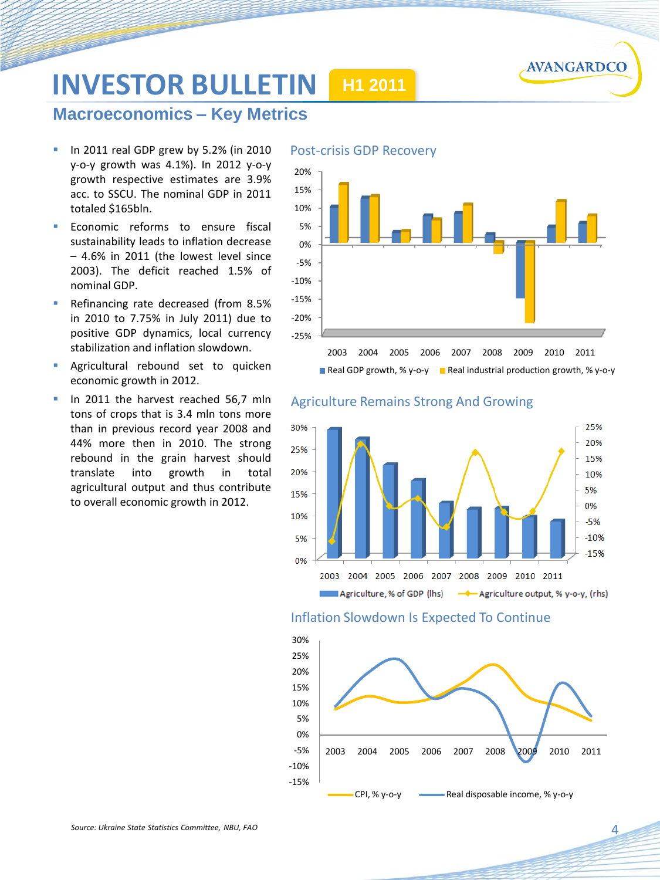# INVESTOR BULLETIN H1 2011

## Macroeconomics – Key Metrics

- In 2011 real GDP grew by 5.2% (in 2010 y-o-y growth was 4.1%). In 2012 y-o-y growth respective estimates are 3.9% acc. to SSCU. The nominal GDP in 2011 totaled $165bln.
- Economic reforms to ensure fiscal sustainability leads to inflation decrease – 4.6% in 2011 (the lowest level since 2003). The deficit reached 1.5% of nominal GDP.
- Refinancing rate decreased (from 8.5% in 2010 to 7.75% in July 2011) due to positive GDP dynamics, local currency stabilization and inflation slowdown.
- Agricultural rebound set to quicken economic growth in 2012.
- In 2011 the harvest reached 56,7 mln tons of crops that is 3.4 mln tons more than in previous record year 2008 and 44% more then in 2010. The strong rebound in the grain harvest should translate into growth in total agricultural output and thus contribute to overall economic growth in 2012.

### Post-crisis GDP Recovery

Real GDP growth, % y-o-y; Real industrial production growth, % y-o-y (2003–2011)

### Agriculture Remains Strong And Growing

Agriculture, % of GDP (lhs); Agriculture output, % y-o-y, (rhs) (2003–2011)

### Inflation Slowdown Is Expected To Continue

CPI, % y-o-y; Real disposable income, % y-o-y (2003–2011)

*Source: Ukraine State Statistics Committee, NBU, FAO*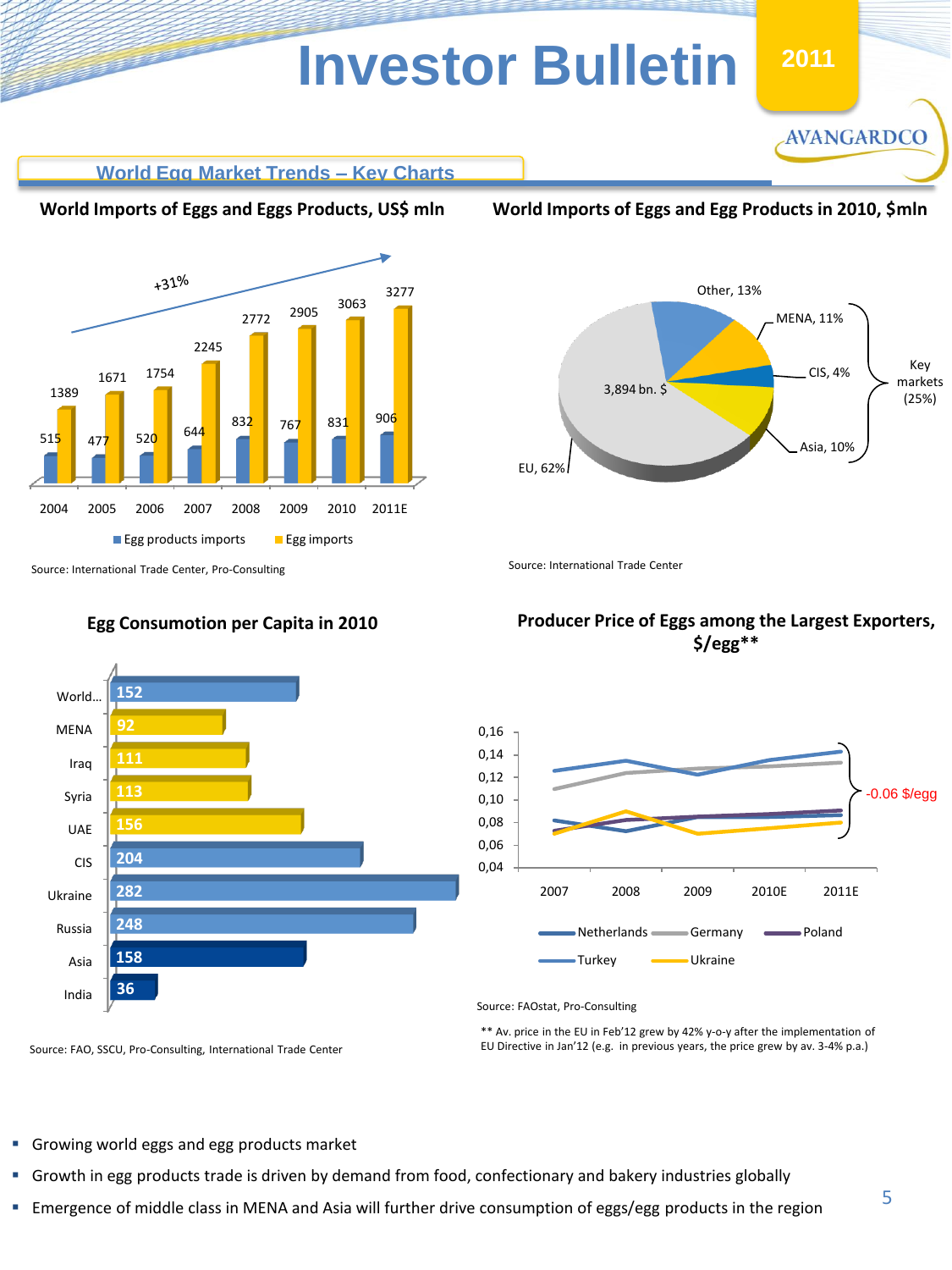# Investor Bulletin 2011

AVANGARDCO

## World Egg Market Trends – Key Charts

### World Imports of Eggs and Eggs Products, US$ mln

| Year | Egg products imports | Egg imports |
|---|---|---|
| 2004 | 515 | 1389 |
| 2005 | 477 | 1671 |
| 2006 | 520 | 1754 |
| 2007 | 644 | 2245 |
| 2008 | 832 | 2772 |
| 2009 | 767 | 2905 |
| 2010 | 831 | 3063 |
| 2011E | 906 | 3277 |

+31%

Source: International Trade Center, Pro-Consulting

### World Imports of Eggs and Egg Products in 2010, $mln

3,894 bn. $

| Region | Share |
|---|---|
| EU | 62% |
| Other | 13% |
| MENA | 11% |
| CIS | 4% |
| Asia | 10% |

Key markets (25%): MENA, CIS, Asia

Source: International Trade Center

### Egg Consumotion per Capita in 2010

| Region | Value |
|---|---|
| World... | 152 |
| MENA | 92 |
| Iraq | 111 |
| Syria | 113 |
| UAE | 156 |
| CIS | 204 |
| Ukraine | 282 |
| Russia | 248 |
| Asia | 158 |
| India | 36 |

Source: FAO, SSCU, Pro-Consulting, International Trade Center

### Producer Price of Eggs among the Largest Exporters, $/egg**

Series: Netherlands, Germany, Poland, Turkey, Ukraine (2007–2011E); difference: -0.06 $/egg

Source: FAOstat, Pro-Consulting

** Av. price in the EU in Feb'12 grew by 42% y-o-y after the implementation of EU Directive in Jan'12 (e.g. in previous years, the price grew by av. 3-4% p.a.)

- Growing world eggs and egg products market
- Growth in egg products trade is driven by demand from food, confectionary and bakery industries globally
- Emergence of middle class in MENA and Asia will further drive consumption of eggs/egg products in the region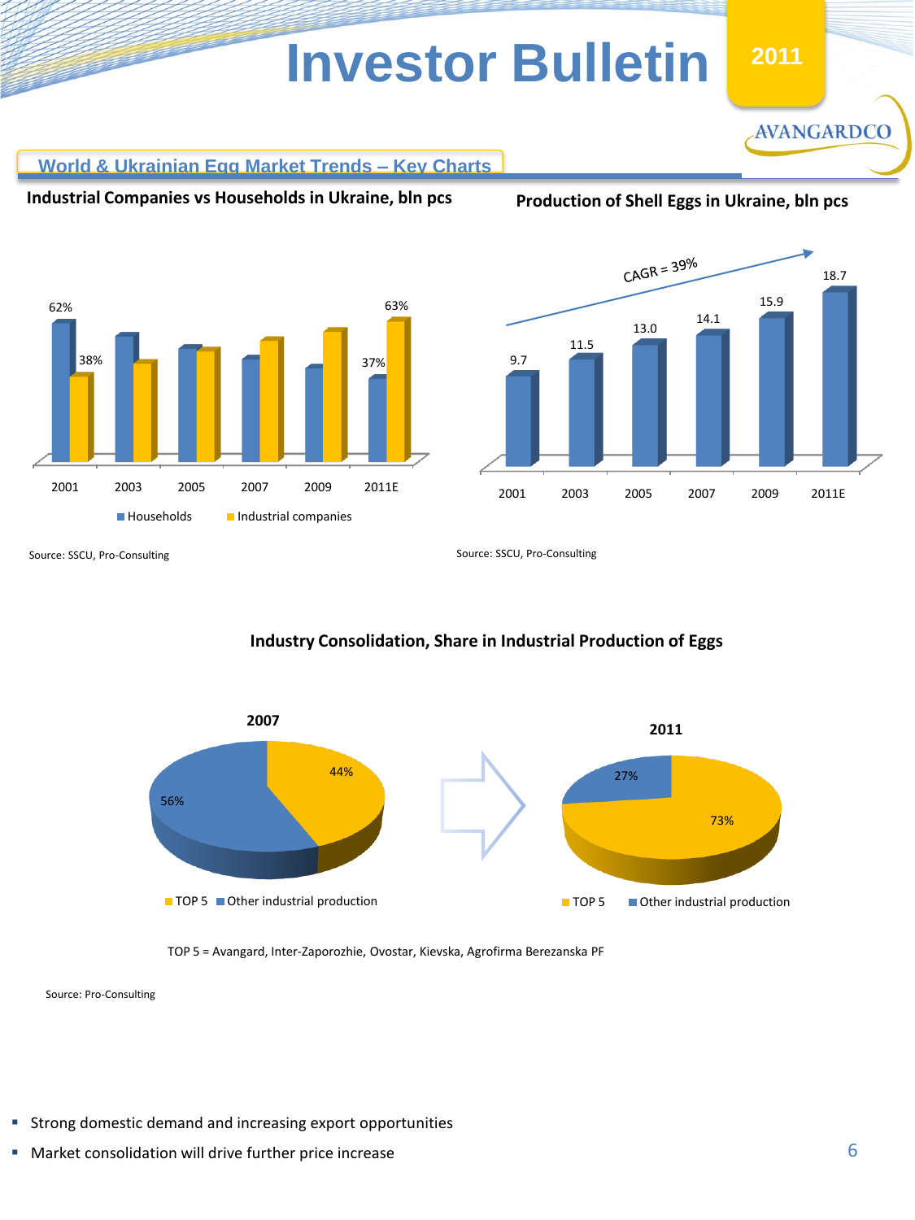## World & Ukrainian Egg Market Trends – Key Charts

**Industrial Companies vs Households in Ukraine, bln pcs**

| | 2001 | 2003 | 2005 | 2007 | 2009 | 2011E |
|---|---|---|---|---|---|---|
| Households | 62% | | | | | 37% |
| Industrial companies | 38% | | | | | 63% |

Source: SSCU, Pro-Consulting

**Production of Shell Eggs in Ukraine, bln pcs**

| 2001 | 2003 | 2005 | 2007 | 2009 | 2011E |
|---|---|---|---|---|---|
| 9.7 | 11.5 | 13.0 | 14.1 | 15.9 | 18.7 |

CAGR = 39%

Source: SSCU, Pro-Consulting

**Industry Consolidation, Share in Industrial Production of Eggs**

| | 2007 | 2011 |
|---|---|---|
| TOP 5 | 44% | 73% |
| Other industrial production | 56% | 27% |

TOP 5 = Avangard, Inter-Zaporozhie, Ovostar, Kievska, Agrofirma Berezanska PF

Source: Pro-Consulting

- Strong domestic demand and increasing export opportunities
- Market consolidation will drive further price increase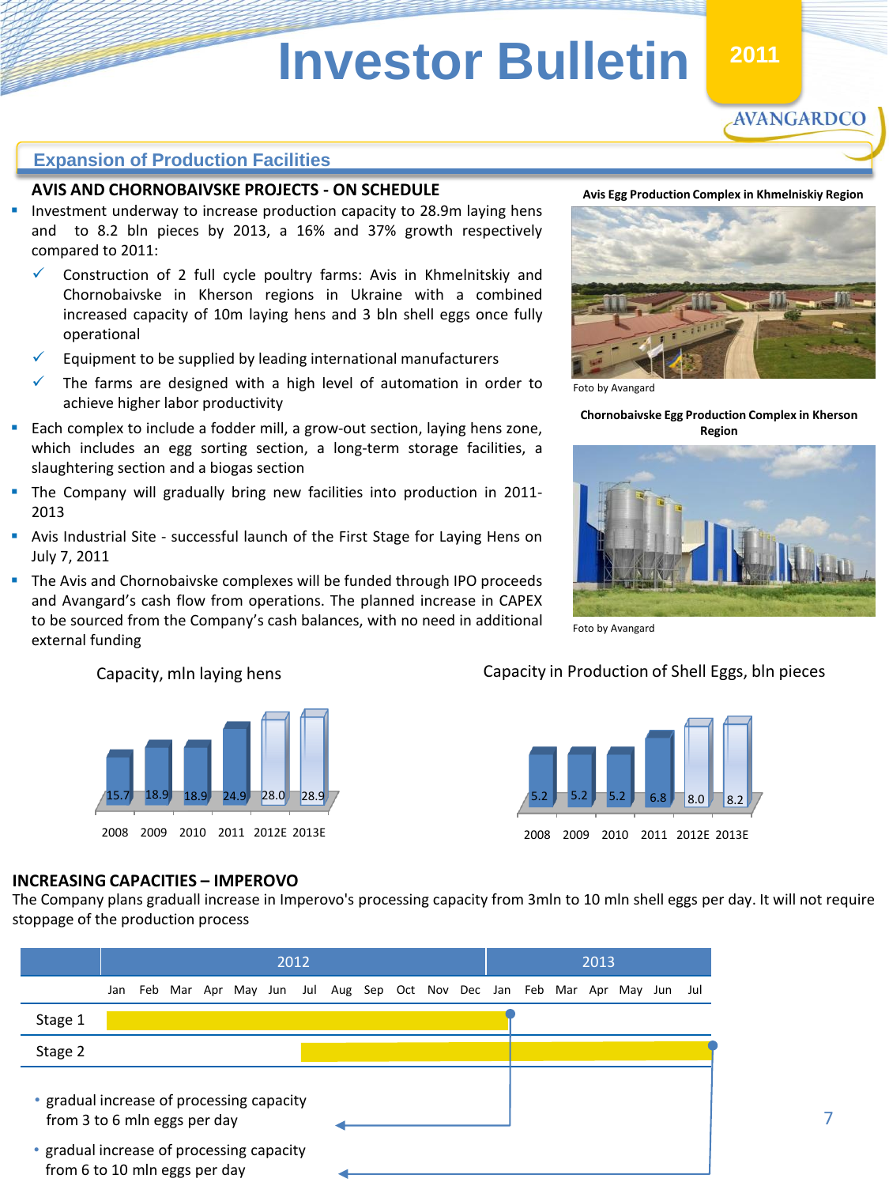# Investor Bulletin 2011

AVANGARDCO

## Expansion of Production Facilities

### AVIS AND CHORNOBAIVSKE PROJECTS - ON SCHEDULE

- Investment underway to increase production capacity to 28.9m laying hens and to 8.2 bln pieces by 2013, a 16% and 37% growth respectively compared to 2011:
  - ✓ Construction of 2 full cycle poultry farms: Avis in Khmelnitskiy and Chornobaivske in Kherson regions in Ukraine with a combined increased capacity of 10m laying hens and 3 bln shell eggs once fully operational
  - ✓ Equipment to be supplied by leading international manufacturers
  - ✓ The farms are designed with a high level of automation in order to achieve higher labor productivity
- Each complex to include a fodder mill, a grow-out section, laying hens zone, which includes an egg sorting section, a long-term storage facilities, a slaughtering section and a biogas section
- The Company will gradually bring new facilities into production in 2011-2013
- Avis Industrial Site - successful launch of the First Stage for Laying Hens on July 7, 2011
- The Avis and Chornobaivske complexes will be funded through IPO proceeds and Avangard's cash flow from operations. The planned increase in CAPEX to be sourced from the Company's cash balances, with no need in additional external funding

**Avis Egg Production Complex in Khmelniskiy Region**

Foto by Avangard

**Chornobaivske Egg Production Complex in Kherson Region**

Foto by Avangard

Capacity, mln laying hens

15.7 18.9 18.9 24.9 28.0 28.9

2008 2009 2010 2011 2012E 2013E

Capacity in Production of Shell Eggs, bln pieces

5.2 5.2 5.2 6.8 8.0 8.2

2008 2009 2010 2011 2012E 2013E

### INCREASING CAPACITIES – IMPEROVO

The Company plans graduall increase in Imperovo's processing capacity from 3mln to 10 mln shell eggs per day. It will not require stoppage of the production process

2012: Jan Feb Mar Apr May Jun Jul Aug Sep Oct Nov Dec
2013: Jan Feb Mar Apr May Jun Jul

Stage 1

Stage 2

- gradual increase of processing capacity from 3 to 6 mln eggs per day
- gradual increase of processing capacity from 6 to 10 mln eggs per day